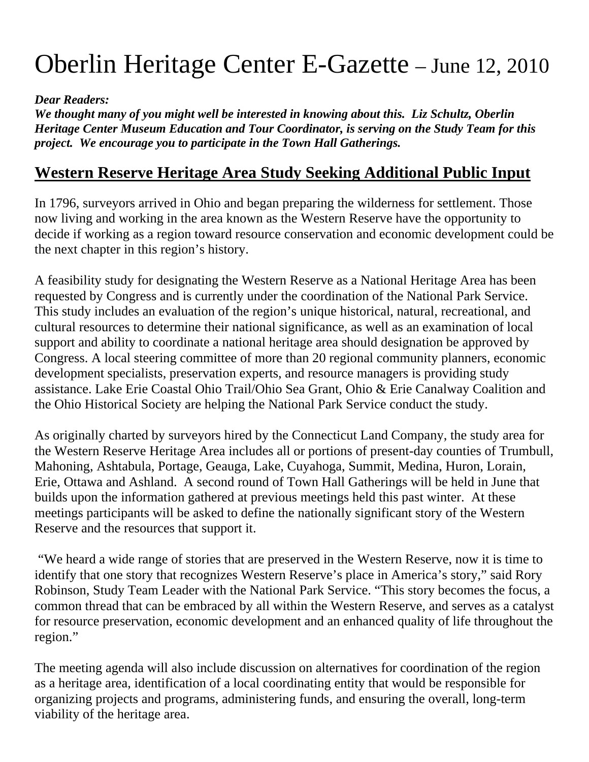# Oberlin Heritage Center E-Gazette – June 12, 2010

***Dear Readers:***
***We thought many of you might well be interested in knowing about this. Liz Schultz, Oberlin Heritage Center Museum Education and Tour Coordinator, is serving on the Study Team for this project. We encourage you to participate in the Town Hall Gatherings.***

## Western Reserve Heritage Area Study Seeking Additional Public Input

In 1796, surveyors arrived in Ohio and began preparing the wilderness for settlement. Those now living and working in the area known as the Western Reserve have the opportunity to decide if working as a region toward resource conservation and economic development could be the next chapter in this region's history.

A feasibility study for designating the Western Reserve as a National Heritage Area has been requested by Congress and is currently under the coordination of the National Park Service. This study includes an evaluation of the region's unique historical, natural, recreational, and cultural resources to determine their national significance, as well as an examination of local support and ability to coordinate a national heritage area should designation be approved by Congress. A local steering committee of more than 20 regional community planners, economic development specialists, preservation experts, and resource managers is providing study assistance. Lake Erie Coastal Ohio Trail/Ohio Sea Grant, Ohio & Erie Canalway Coalition and the Ohio Historical Society are helping the National Park Service conduct the study.

As originally charted by surveyors hired by the Connecticut Land Company, the study area for the Western Reserve Heritage Area includes all or portions of present-day counties of Trumbull, Mahoning, Ashtabula, Portage, Geauga, Lake, Cuyahoga, Summit, Medina, Huron, Lorain, Erie, Ottawa and Ashland. A second round of Town Hall Gatherings will be held in June that builds upon the information gathered at previous meetings held this past winter. At these meetings participants will be asked to define the nationally significant story of the Western Reserve and the resources that support it.

"We heard a wide range of stories that are preserved in the Western Reserve, now it is time to identify that one story that recognizes Western Reserve's place in America's story," said Rory Robinson, Study Team Leader with the National Park Service. "This story becomes the focus, a common thread that can be embraced by all within the Western Reserve, and serves as a catalyst for resource preservation, economic development and an enhanced quality of life throughout the region."

The meeting agenda will also include discussion on alternatives for coordination of the region as a heritage area, identification of a local coordinating entity that would be responsible for organizing projects and programs, administering funds, and ensuring the overall, long-term viability of the heritage area.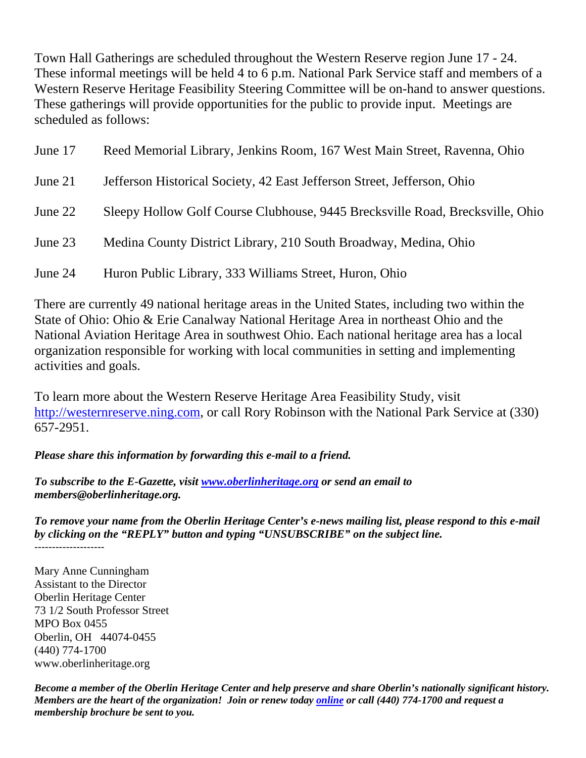Town Hall Gatherings are scheduled throughout the Western Reserve region June 17 - 24. These informal meetings will be held 4 to 6 p.m. National Park Service staff and members of a Western Reserve Heritage Feasibility Steering Committee will be on-hand to answer questions. These gatherings will provide opportunities for the public to provide input. Meetings are scheduled as follows:

| | |
|---|---|
| June 17 | Reed Memorial Library, Jenkins Room, 167 West Main Street, Ravenna, Ohio |
| June 21 | Jefferson Historical Society, 42 East Jefferson Street, Jefferson, Ohio |
| June 22 | Sleepy Hollow Golf Course Clubhouse, 9445 Brecksville Road, Brecksville, Ohio |
| June 23 | Medina County District Library, 210 South Broadway, Medina, Ohio |
| June 24 | Huron Public Library, 333 Williams Street, Huron, Ohio |

There are currently 49 national heritage areas in the United States, including two within the State of Ohio: Ohio & Erie Canalway National Heritage Area in northeast Ohio and the National Aviation Heritage Area in southwest Ohio. Each national heritage area has a local organization responsible for working with local communities in setting and implementing activities and goals.

To learn more about the Western Reserve Heritage Area Feasibility Study, visit http://westernreserve.ning.com, or call Rory Robinson with the National Park Service at (330) 657-2951.

***Please share this information by forwarding this e-mail to a friend.***

***To subscribe to the E-Gazette, visit www.oberlinheritage.org or send an email to members@oberlinheritage.org.***

***To remove your name from the Oberlin Heritage Center's e-news mailing list, please respond to this e-mail by clicking on the "REPLY" button and typing "UNSUBSCRIBE" on the subject line.***

--------------------

Mary Anne Cunningham
Assistant to the Director
Oberlin Heritage Center
73 1/2 South Professor Street
MPO Box 0455
Oberlin, OH 44074-0455
(440) 774-1700
www.oberlinheritage.org

***Become a member of the Oberlin Heritage Center and help preserve and share Oberlin's nationally significant history. Members are the heart of the organization! Join or renew today online or call (440) 774-1700 and request a membership brochure be sent to you.***